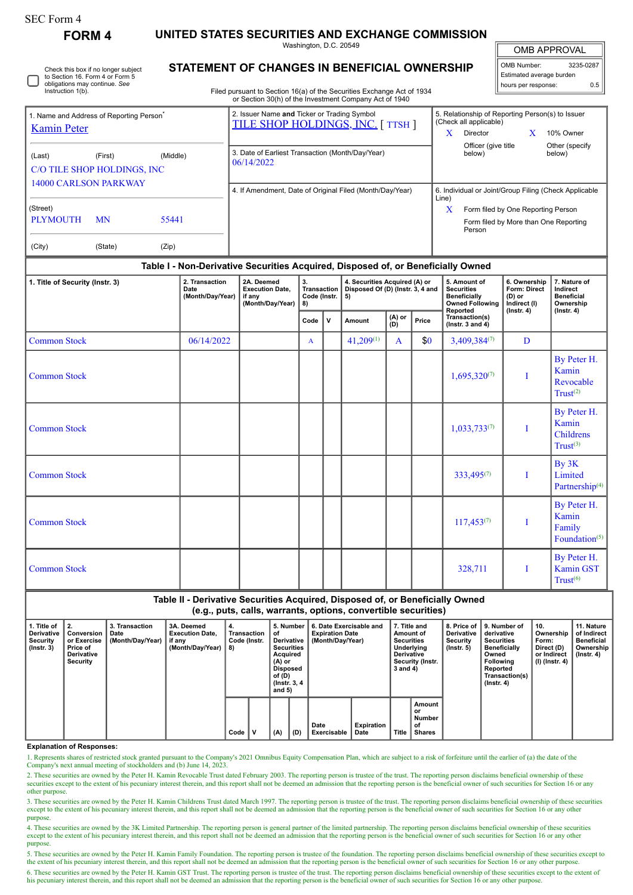SEC Form 4

**FORM 4**

# UNITED STATES SECURITIES AND EXCHANGE COMMISSION

Washington, D.C. 20549

## STATEMENT OF CHANGES IN BENEFICIAL OWNERSHIP

Filed pursuant to Section 16(a) of the Securities Exchange Act of 1934 or Section 30(h) of the Investment Company Act of 1940

Check this box if no longer subject to Section 16. Form 4 or Form 5 obligations may continue. *See* Instruction 1(b).

| OMB APPROVAL | |
|---|---|
| OMB Number: | 3235-0287 |
| Estimated average burden | |
| hours per response: | 0.5 |

1. Name and Address of Reporting Person*
Kamin Peter

(Last) (First) (Middle)
C/O TILE SHOP HOLDINGS, INC
14000 CARLSON PARKWAY

(Street)
PLYMOUTH MN 55441

(City) (State) (Zip)

2. Issuer Name **and** Ticker or Trading Symbol
TILE SHOP HOLDINGS, INC. [ TTSH ]

3. Date of Earliest Transaction (Month/Day/Year)
06/14/2022

4. If Amendment, Date of Original Filed (Month/Day/Year)

5. Relationship of Reporting Person(s) to Issuer (Check all applicable)
X Director
X 10% Owner
Officer (give title below)
Other (specify below)

6. Individual or Joint/Group Filing (Check Applicable Line)
X Form filed by One Reporting Person
Form filed by More than One Reporting Person

### Table I - Non-Derivative Securities Acquired, Disposed of, or Beneficially Owned

| 1. Title of Security (Instr. 3) | 2. Transaction Date (Month/Day/Year) | 2A. Deemed Execution Date, if any (Month/Day/Year) | 3. Transaction Code (Instr. 8) | | 4. Securities Acquired (A) or Disposed Of (D) (Instr. 3, 4 and 5) | | | 5. Amount of Securities Beneficially Owned Following Reported Transaction(s) (Instr. 3 and 4) | 6. Ownership Form: Direct (D) or Indirect (I) (Instr. 4) | 7. Nature of Indirect Beneficial Ownership (Instr. 4) |
|---|---|---|---|---|---|---|---|---|---|---|
| | | | Code | V | Amount | (A) or (D) | Price | | | |
| Common Stock | 06/14/2022 | | A | | 41,209[1] | A | $0 | 3,409,384[7] | D | |
| Common Stock | | | | | | | | 1,695,320[7] | I | By Peter H. Kamin Revocable Trust[2] |
| Common Stock | | | | | | | | 1,033,733[7] | I | By Peter H. Kamin Childrens Trust[3] |
| Common Stock | | | | | | | | 333,495[7] | I | By 3K Limited Partnership[4] |
| Common Stock | | | | | | | | 117,453[7] | I | By Peter H. Kamin Family Foundation[5] |
| Common Stock | | | | | | | | 328,711 | I | By Peter H. Kamin GST Trust[6] |

### Table II - Derivative Securities Acquired, Disposed of, or Beneficially Owned (e.g., puts, calls, warrants, options, convertible securities)

| 1. Title of Derivative Security (Instr. 3) | 2. Conversion or Exercise Price of Derivative Security | 3. Transaction Date (Month/Day/Year) | 3A. Deemed Execution Date, if any (Month/Day/Year) | 4. Transaction Code (Instr. 8) | | 5. Number of Derivative Securities Acquired (A) or Disposed of (D) (Instr. 3, 4 and 5) | | 6. Date Exercisable and Expiration Date (Month/Day/Year) | | 7. Title and Amount of Securities Underlying Derivative Security (Instr. 3 and 4) | | 8. Price of Derivative Security (Instr. 5) | 9. Number of derivative Securities Beneficially Owned Following Reported Transaction(s) (Instr. 4) | 10. Ownership Form: Direct (D) or Indirect (I) (Instr. 4) | 11. Nature of Indirect Beneficial Ownership (Instr. 4) |
|---|---|---|---|---|---|---|---|---|---|---|---|---|---|---|---|
| | | | | Code | V | (A) | (D) | Date Exercisable | Expiration Date | Title | Amount or Number of Shares | | | | |

**Explanation of Responses:**

1. Represents shares of restricted stock granted pursuant to the Company's 2021 Omnibus Equity Compensation Plan, which are subject to a risk of forfeiture until the earlier of (a) the date of the Company's next annual meeting of stockholders and (b) June 14, 2023.

2. These securities are owned by the Peter H. Kamin Revocable Trust dated February 2003. The reporting person is trustee of the trust. The reporting person disclaims beneficial ownership of these securities except to the extent of his pecuniary interest therein, and this report shall not be deemed an admission that the reporting person is the beneficial owner of such securities for Section 16 or any other purpose.

3. These securities are owned by the Peter H. Kamin Childrens Trust dated March 1997. The reporting person is trustee of the trust. The reporting person disclaims beneficial ownership of these securities except to the extent of his pecuniary interest therein, and this report shall not be deemed an admission that the reporting person is the beneficial owner of such securities for Section 16 or any other purpose.

4. These securities are owned by the 3K Limited Partnership. The reporting person is general partner of the limited partnership. The reporting person disclaims beneficial ownership of these securities except to the extent of his pecuniary interest therein, and this report shall not be deemed an admission that the reporting person is the beneficial owner of such securities for Section 16 or any other purpose.

5. These securities are owned by the Peter H. Kamin Family Foundation. The reporting person is trustee of the foundation. The reporting person disclaims beneficial ownership of these securities except to the extent of his pecuniary interest therein, and this report shall not be deemed an admission that the reporting person is the beneficial owner of such securities for Section 16 or any other purpose.

6. These securities are owned by the Peter H. Kamin GST Trust. The reporting person is trustee of the trust. The reporting person disclaims beneficial ownership of these securities except to the extent of his pecuniary interest therein, and this report shall not be deemed an admission that the reporting person is the beneficial owner of such securities for Section 16 or any other purpose.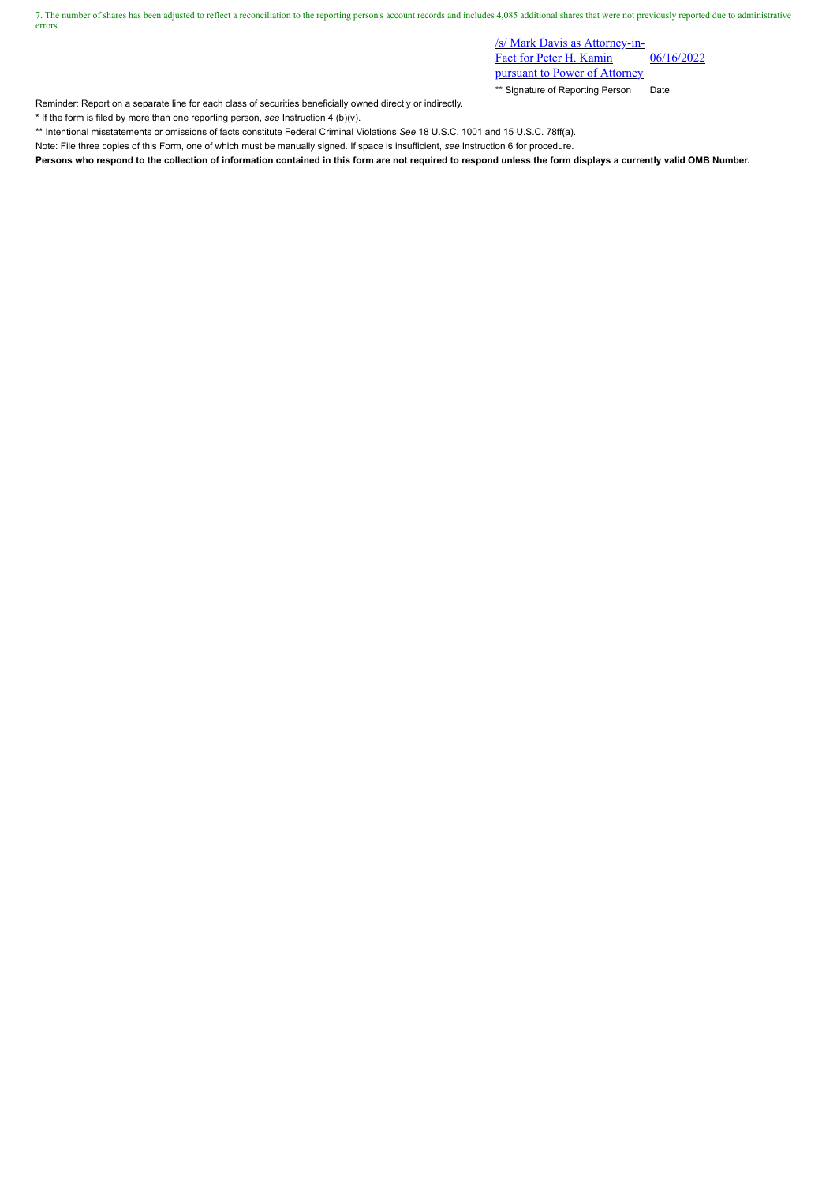7. The number of shares has been adjusted to reflect a reconciliation to the reporting person's account records and includes 4,085 additional shares that were not previously reported due to administrative errors.

| | |
|---|---|
| /s/ Mark Davis as Attorney-in-Fact for Peter H. Kamin pursuant to Power of Attorney | 06/16/2022 |
| ** Signature of Reporting Person | Date |

Reminder: Report on a separate line for each class of securities beneficially owned directly or indirectly.

* If the form is filed by more than one reporting person, *see* Instruction 4 (b)(v).

** Intentional misstatements or omissions of facts constitute Federal Criminal Violations *See* 18 U.S.C. 1001 and 15 U.S.C. 78ff(a).

Note: File three copies of this Form, one of which must be manually signed. If space is insufficient, *see* Instruction 6 for procedure.

**Persons who respond to the collection of information contained in this form are not required to respond unless the form displays a currently valid OMB Number.**